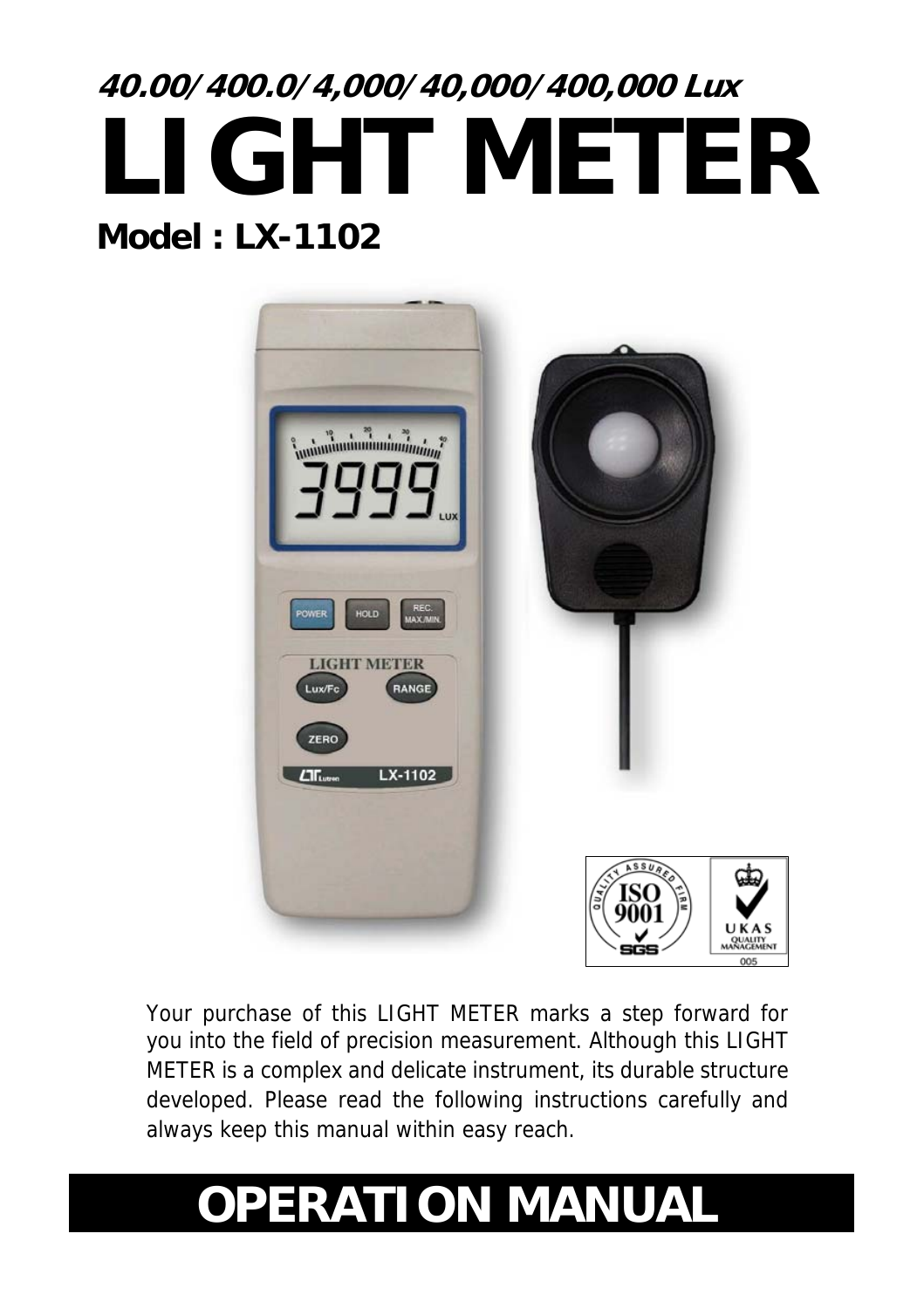**40.00/400.0/4,000/40,000/400,000 Lux**

# LIGHT METER

**Model : LX-1102**

Your purchase of this LIGHT METER marks a step forward for you into the field of precision measurement. Although this LIGHT METER is a complex and delicate instrument, its durable structure developed. Please read the following instructions carefully and always keep this manual within easy reach.

# OPERATION MANUAL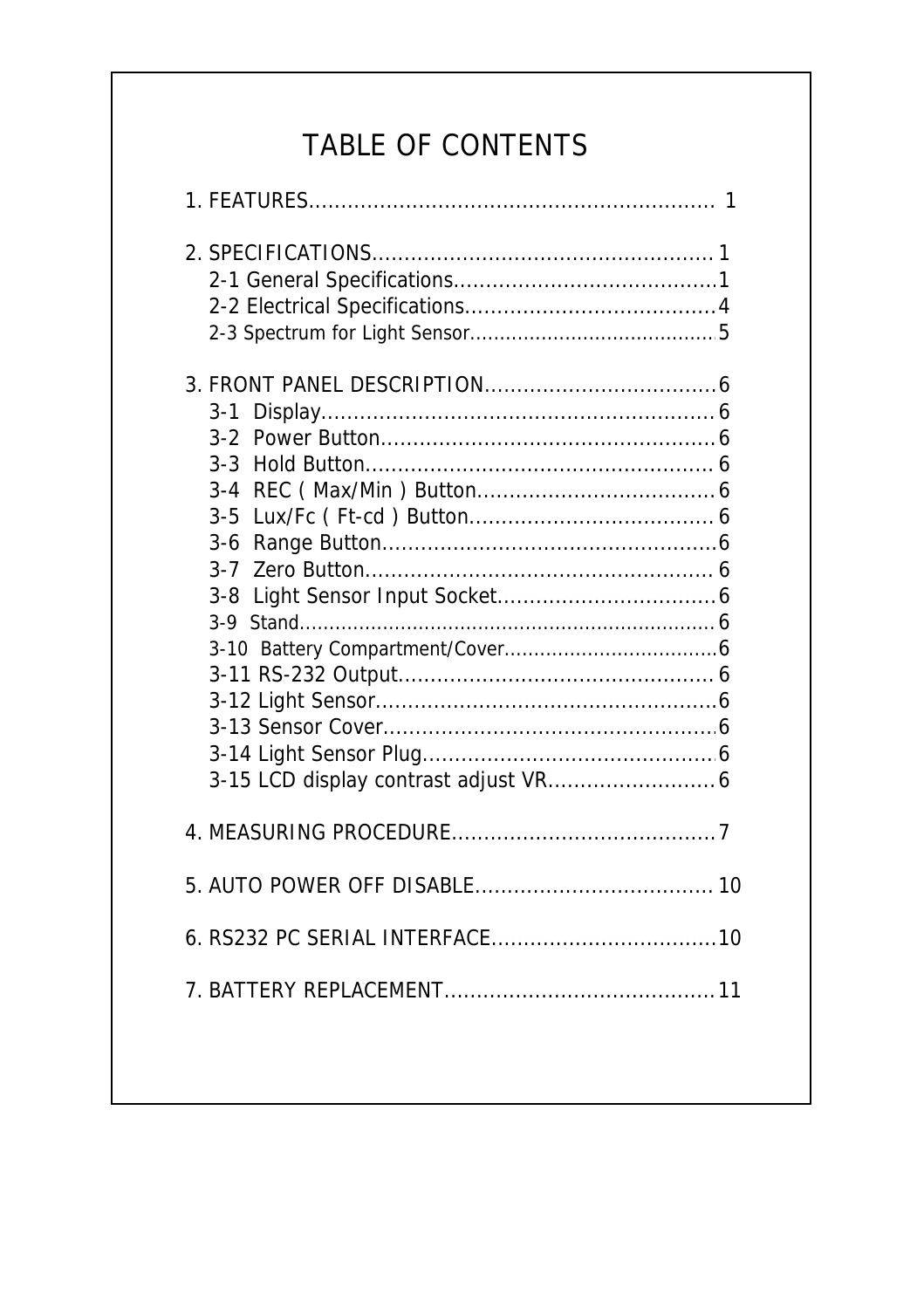# TABLE OF CONTENTS

1. FEATURES.............................................................. 1

2. SPECIFICATIONS.................................................... 1
   - 2-1 General Specifications......................................... 1
   - 2-2 Electrical Specifications....................................... 4
   - 2-3 Spectrum for Light Sensor........................................ 5

3. FRONT PANEL DESCRIPTION.................................... 6
   - 3-1 Display............................................................. 6
   - 3-2 Power Button.................................................... 6
   - 3-3 Hold Button...................................................... 6
   - 3-4 REC ( Max/Min ) Button.................................... 6
   - 3-5 Lux/Fc ( Ft-cd ) Button...................................... 6
   - 3-6 Range Button.................................................... 6
   - 3-7 Zero Button...................................................... 6
   - 3-8 Light Sensor Input Socket.................................. 6
   - 3-9 Stand.................................................................... 6
   - 3-10 Battery Compartment/Cover.................................... 6
   - 3-11 RS-232 Output................................................. 6
   - 3-12 Light Sensor..................................................... 6
   - 3-13 Sensor Cover.................................................... 6
   - 3-14 Light Sensor Plug............................................. 6
   - 3-15 LCD display contrast adjust VR.......................... 6

4. MEASURING PROCEDURE......................................... 7

5. AUTO POWER OFF DISABLE..................................... 10

6. RS232 PC SERIAL INTERFACE................................... 10

7. BATTERY REPLACEMENT.......................................... 11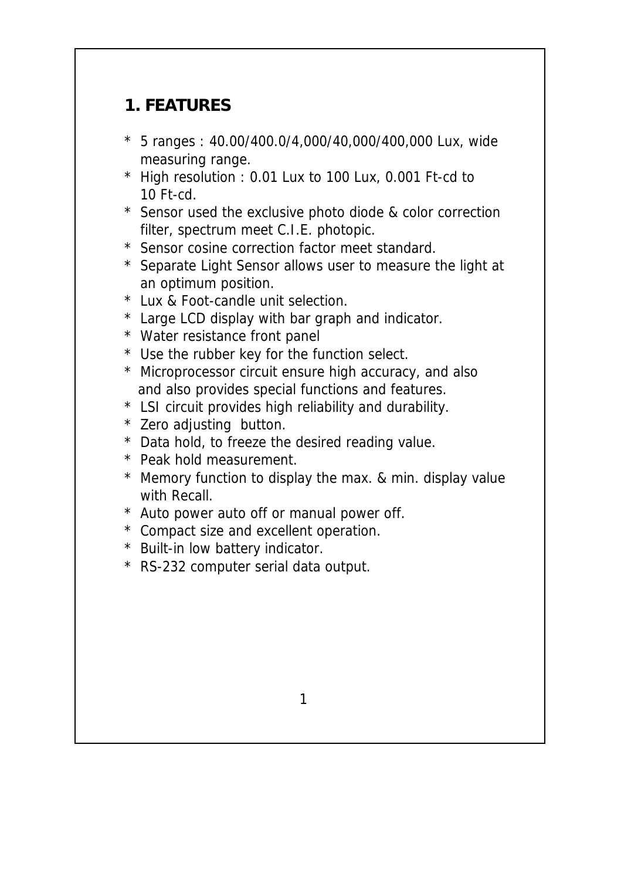## 1. FEATURES

* 5 ranges : 40.00/400.0/4,000/40,000/400,000 Lux, wide measuring range.
* High resolution : 0.01 Lux to 100 Lux, 0.001 Ft-cd to 10 Ft-cd.
* Sensor used the exclusive photo diode & color correction filter, spectrum meet C.I.E. photopic.
* Sensor cosine correction factor meet standard.
* Separate Light Sensor allows user to measure the light at an optimum position.
* Lux & Foot-candle unit selection.
* Large LCD display with bar graph and indicator.
* Water resistance front panel
* Use the rubber key for the function select.
* Microprocessor circuit ensure high accuracy, and also and also provides special functions and features.
* LSI circuit provides high reliability and durability.
* Zero adjusting button.
* Data hold, to freeze the desired reading value.
* Peak hold measurement.
* Memory function to display the max. & min. display value with Recall.
* Auto power auto off or manual power off.
* Compact size and excellent operation.
* Built-in low battery indicator.
* RS-232 computer serial data output.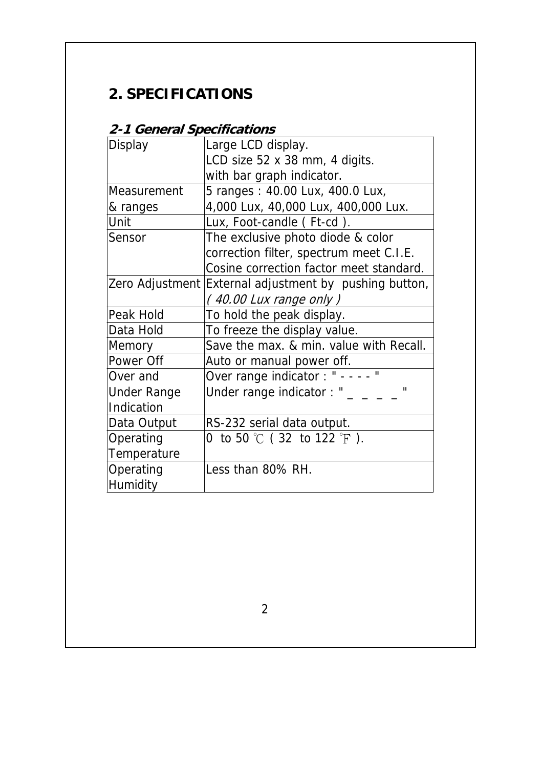## 2. SPECIFICATIONS

### *2-1 General Specifications*

| | |
|---|---|
| Display | Large LCD display.<br>LCD size 52 x 38 mm, 4 digits.<br>with bar graph indicator. |
| Measurement & ranges | 5 ranges : 40.00 Lux, 400.0 Lux,<br>4,000 Lux, 40,000 Lux, 400,000 Lux. |
| Unit | Lux, Foot-candle ( Ft-cd ). |
| Sensor | The exclusive photo diode & color correction filter, spectrum meet C.I.E.<br>Cosine correction factor meet standard. |
| Zero Adjustment | External adjustment by pushing button,<br>*( 40.00 Lux range only )* |
| Peak Hold | To hold the peak display. |
| Data Hold | To freeze the display value. |
| Memory | Save the max. & min. value with Recall. |
| Power Off | Auto or manual power off. |
| Over and Under Range Indication | Over range indicator : " - - - - "<br>Under range indicator : " _ _ _ _ " |
| Data Output | RS-232 serial data output. |
| Operating Temperature | 0 to 50 ℃ ( 32 to 122 ℉ ). |
| Operating Humidity | Less than 80% RH. |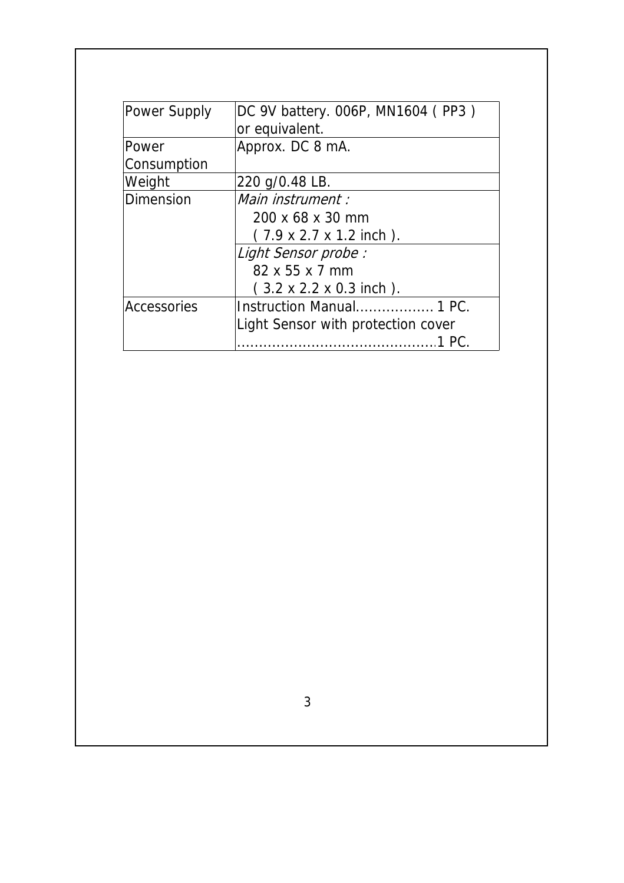| Power Supply | DC 9V battery. 006P, MN1604 ( PP3 ) or equivalent. |
| --- | --- |
| Power Consumption | Approx. DC 8 mA. |
| Weight | 220 g/0.48 LB. |
| Dimension | *Main instrument :* 200 x 68 x 30 mm ( 7.9 x 2.7 x 1.2 inch ). |
| | *Light Sensor probe :* 82 x 55 x 7 mm ( 3.2 x 2.2 x 0.3 inch ). |
| Accessories | Instruction Manual.................. 1 PC. Light Sensor with protection cover ..............................................1 PC. |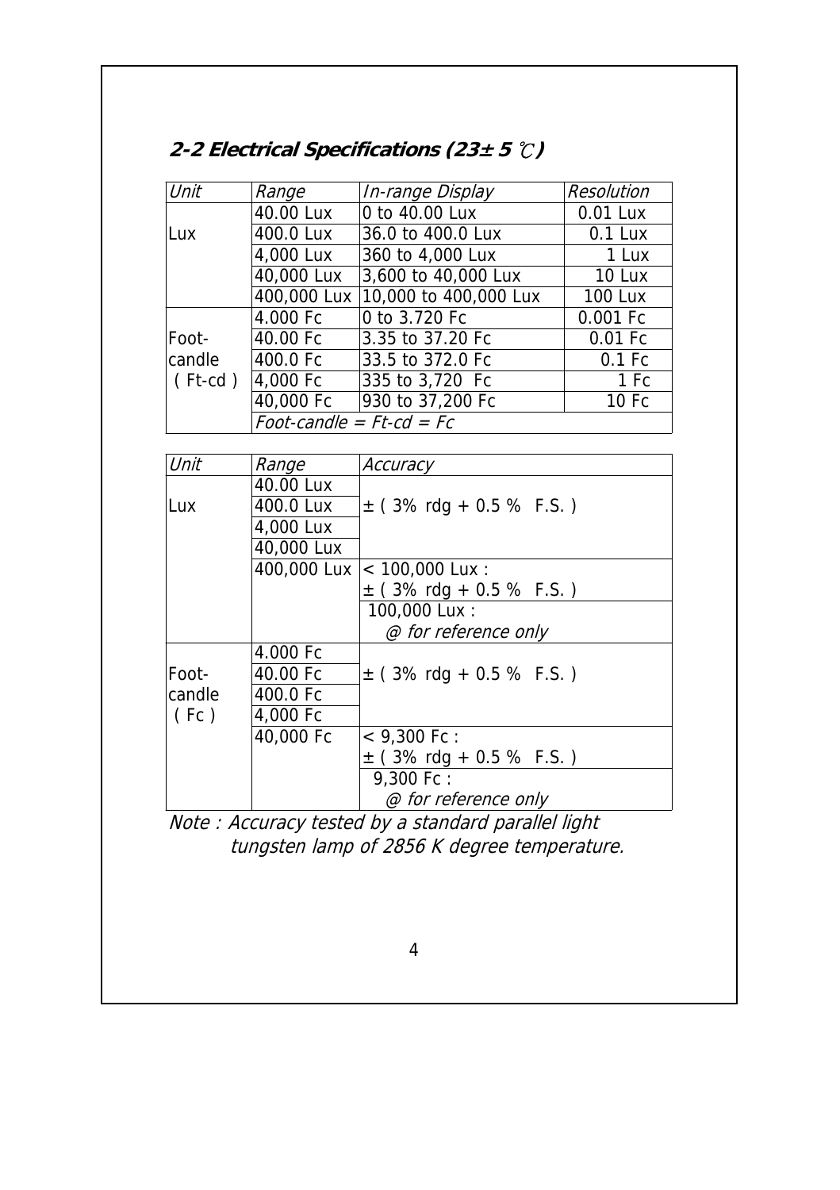## 2-2 Electrical Specifications (23± 5 ℃)

| Unit | Range | In-range Display | Resolution |
|---|---|---|---|
| Lux | 40.00 Lux | 0 to 40.00 Lux | 0.01 Lux |
| | 400.0 Lux | 36.0 to 400.0 Lux | 0.1 Lux |
| | 4,000 Lux | 360 to 4,000 Lux | 1 Lux |
| | 40,000 Lux | 3,600 to 40,000 Lux | 10 Lux |
| | 400,000 Lux | 10,000 to 400,000 Lux | 100 Lux |
| Foot-candle ( Ft-cd ) | 4.000 Fc | 0 to 3.720 Fc | 0.001 Fc |
| | 40.00 Fc | 3.35 to 37.20 Fc | 0.01 Fc |
| | 400.0 Fc | 33.5 to 372.0 Fc | 0.1 Fc |
| | 4,000 Fc | 335 to 3,720 Fc | 1 Fc |
| | 40,000 Fc | 930 to 37,200 Fc | 10 Fc |
| | *Foot-candle = Ft-cd = Fc* | | |

| Unit | Range | Accuracy |
|---|---|---|
| Lux | 40.00 Lux | ± ( 3% rdg + 0.5 % F.S. ) |
| | 400.0 Lux | |
| | 4,000 Lux | |
| | 40,000 Lux | |
| | 400,000 Lux | < 100,000 Lux : ± ( 3% rdg + 0.5 % F.S. ) |
| | | 100,000 Lux : *@ for reference only* |
| Foot-candle ( Fc ) | 4.000 Fc | ± ( 3% rdg + 0.5 % F.S. ) |
| | 40.00 Fc | |
| | 400.0 Fc | |
| | 4,000 Fc | |
| | 40,000 Fc | < 9,300 Fc : ± ( 3% rdg + 0.5 % F.S. ) |
| | | 9,300 Fc : *@ for reference only* |

*Note : Accuracy tested by a standard parallel light tungsten lamp of 2856 K degree temperature.*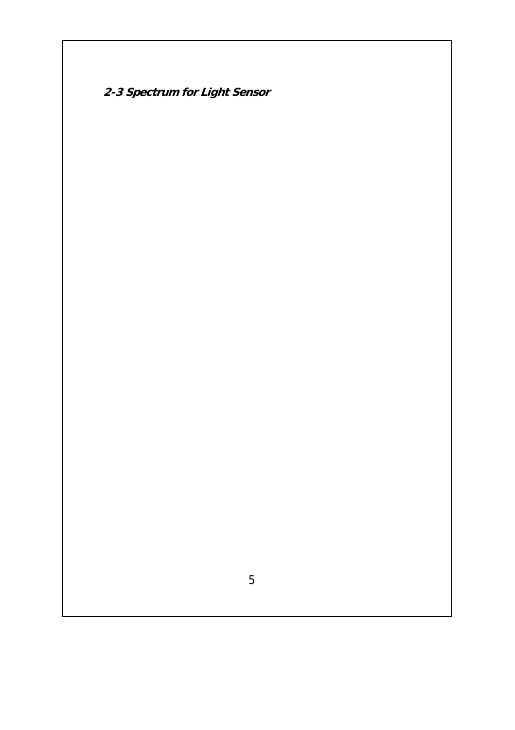### *2-3 Spectrum for Light Sensor*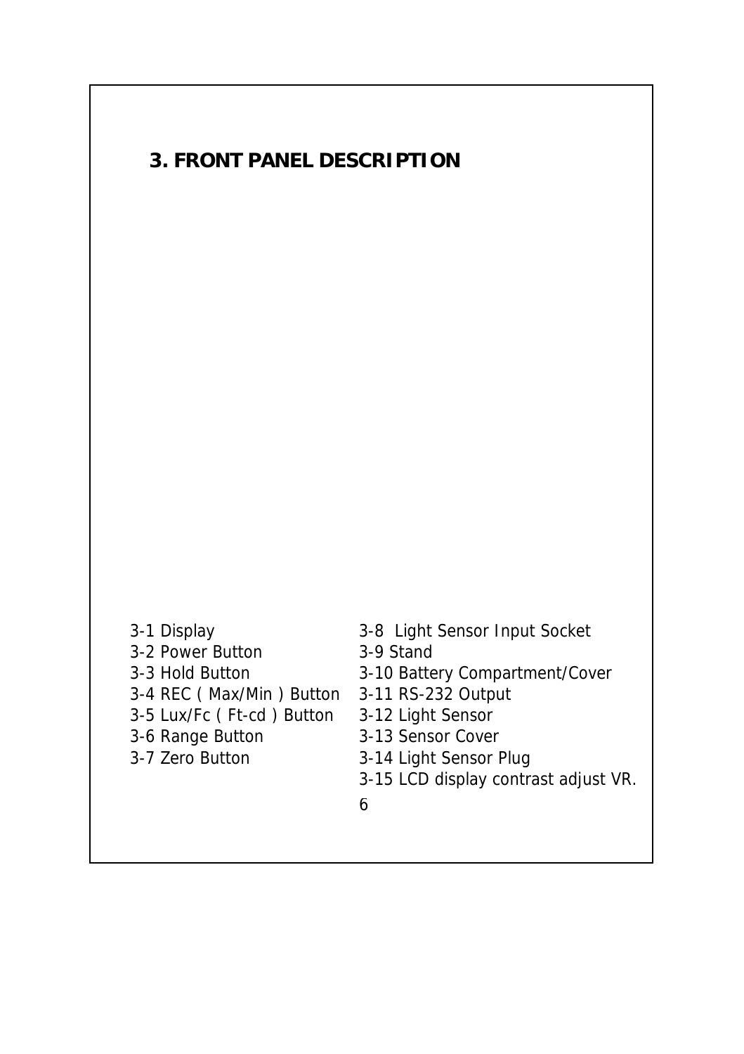## 3. FRONT PANEL DESCRIPTION

3-1 Display
3-2 Power Button
3-3 Hold Button
3-4 REC ( Max/Min ) Button
3-5 Lux/Fc ( Ft-cd ) Button
3-6 Range Button
3-7 Zero Button
3-8 Light Sensor Input Socket
3-9 Stand
3-10 Battery Compartment/Cover
3-11 RS-232 Output
3-12 Light Sensor
3-13 Sensor Cover
3-14 Light Sensor Plug
3-15 LCD display contrast adjust VR.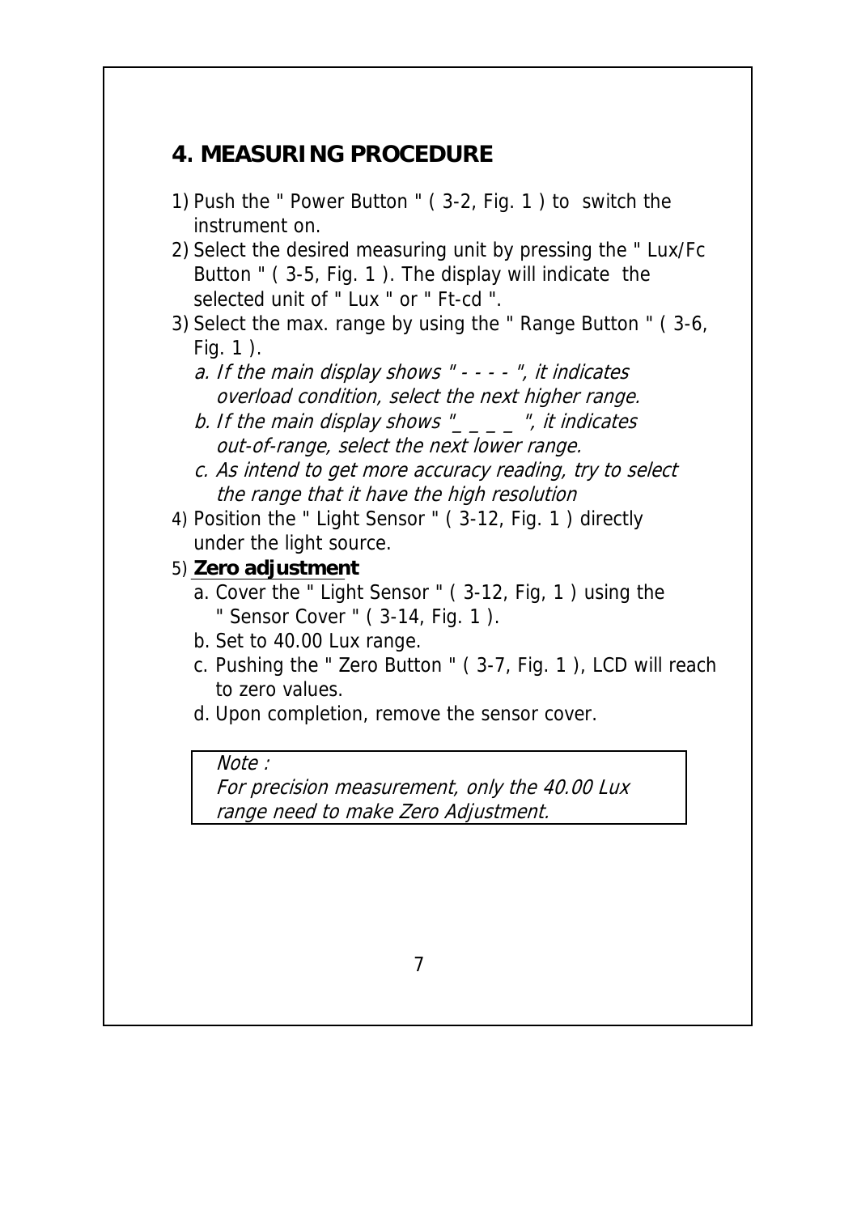## 4. MEASURING PROCEDURE

1) Push the " Power Button " ( 3-2, Fig. 1 ) to switch the instrument on.
2) Select the desired measuring unit by pressing the " Lux/Fc Button " ( 3-5, Fig. 1 ). The display will indicate the selected unit of " Lux " or " Ft-cd ".
3) Select the max. range by using the " Range Button " ( 3-6, Fig. 1 ).
   *a. If the main display shows " - - - - ", it indicates overload condition, select the next higher range.*
   *b. If the main display shows "_ _ _ _ ", it indicates out-of-range, select the next lower range.*
   *c. As intend to get more accuracy reading, try to select the range that it have the high resolution*
4) Position the " Light Sensor " ( 3-12, Fig. 1 ) directly under the light source.
5) **Zero adjustment**
   a. Cover the " Light Sensor " ( 3-12, Fig, 1 ) using the " Sensor Cover " ( 3-14, Fig. 1 ).
   b. Set to 40.00 Lux range.
   c. Pushing the " Zero Button " ( 3-7, Fig. 1 ), LCD will reach to zero values.
   d. Upon completion, remove the sensor cover.

*Note :*
*For precision measurement, only the 40.00 Lux range need to make Zero Adjustment.*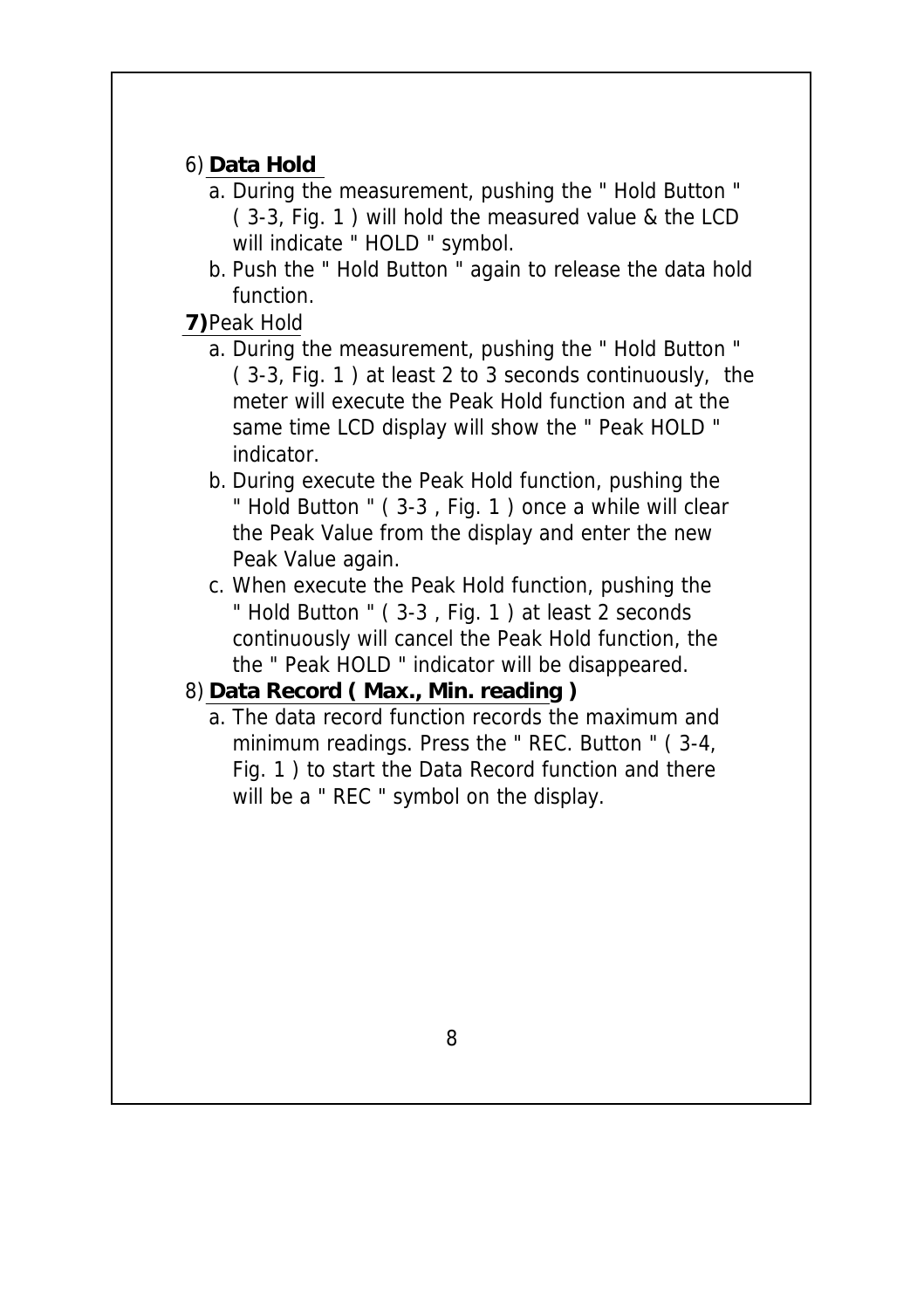6) **Data Hold**

a. During the measurement, pushing the " Hold Button " ( 3-3, Fig. 1 ) will hold the measured value & the LCD will indicate " HOLD " symbol.

b. Push the " Hold Button " again to release the data hold function.

**7)** Peak Hold

a. During the measurement, pushing the " Hold Button " ( 3-3, Fig. 1 ) at least 2 to 3 seconds continuously, the meter will execute the Peak Hold function and at the same time LCD display will show the " Peak HOLD " indicator.

b. During execute the Peak Hold function, pushing the " Hold Button " ( 3-3 , Fig. 1 ) once a while will clear the Peak Value from the display and enter the new Peak Value again.

c. When execute the Peak Hold function, pushing the " Hold Button " ( 3-3 , Fig. 1 ) at least 2 seconds continuously will cancel the Peak Hold function, the the " Peak HOLD " indicator will be disappeared.

8) **Data Record ( Max., Min. reading )**

a. The data record function records the maximum and minimum readings. Press the " REC. Button " ( 3-4, Fig. 1 ) to start the Data Record function and there will be a " REC " symbol on the display.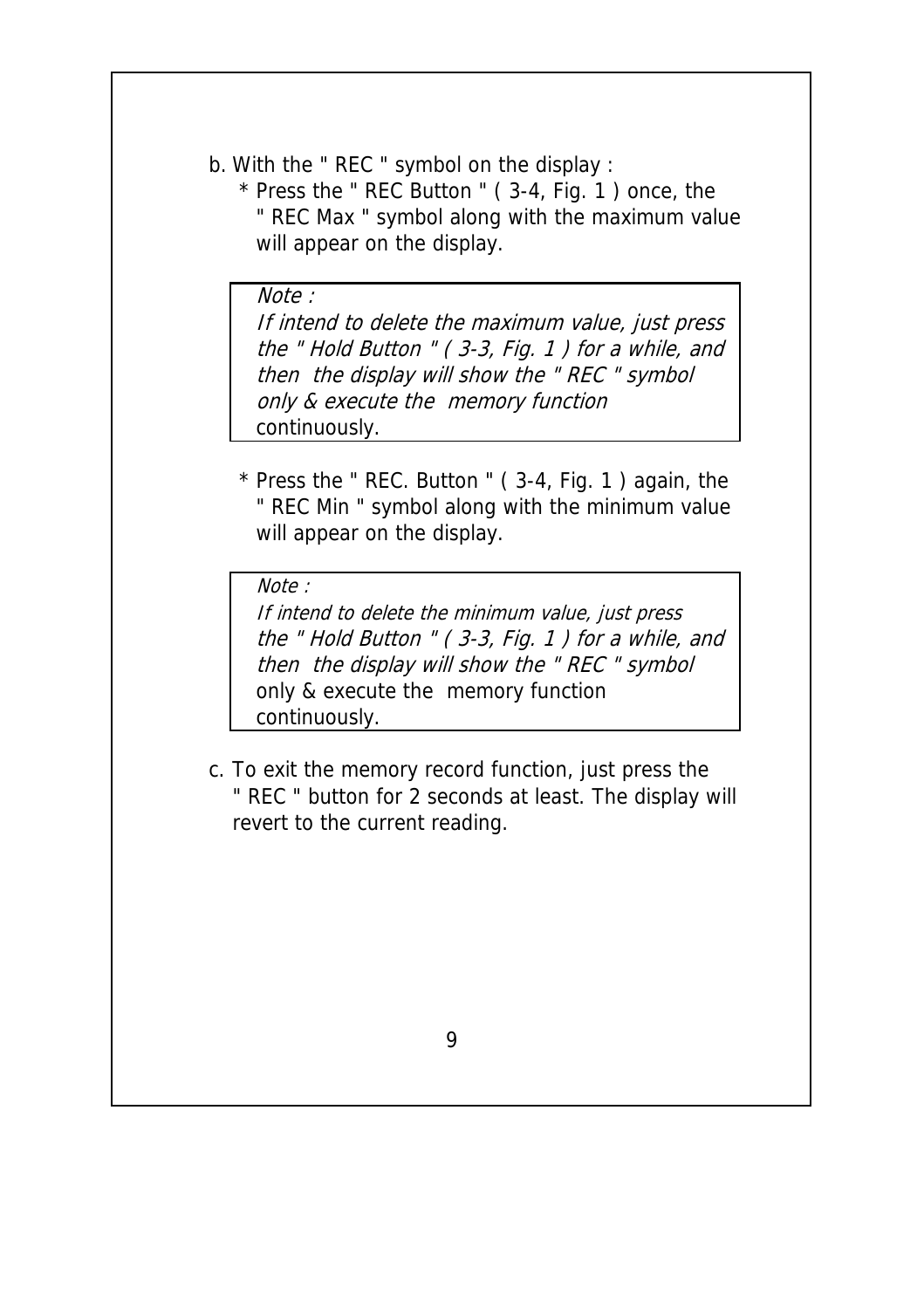b. With the " REC " symbol on the display :

* Press the " REC Button " ( 3-4, Fig. 1 ) once, the " REC Max " symbol along with the maximum value will appear on the display.

> *Note :*
> *If intend to delete the maximum value, just press the " Hold Button " ( 3-3, Fig. 1 ) for a while, and then the display will show the " REC " symbol only & execute the memory function* continuously.

* Press the " REC. Button " ( 3-4, Fig. 1 ) again, the " REC Min " symbol along with the minimum value will appear on the display.

> *Note :*
> *If intend to delete the minimum value, just press the " Hold Button " ( 3-3, Fig. 1 ) for a while, and then the display will show the " REC " symbol* only & execute the memory function continuously.

c. To exit the memory record function, just press the " REC " button for 2 seconds at least. The display will revert to the current reading.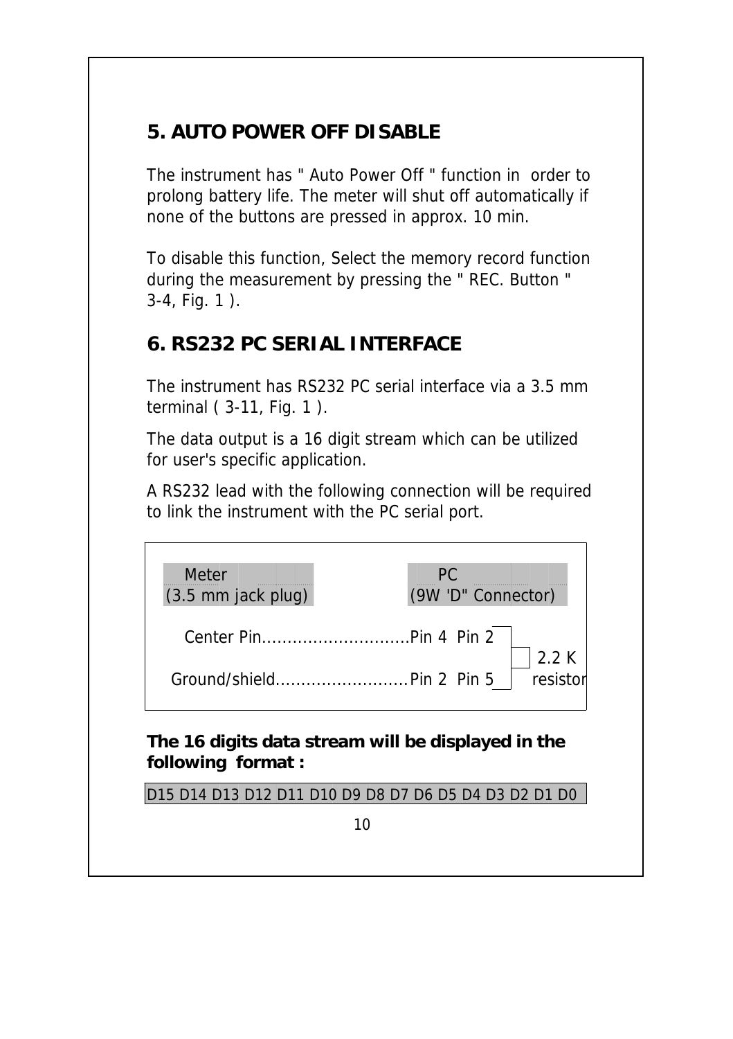## 5. AUTO POWER OFF DISABLE

The instrument has " Auto Power Off " function in order to prolong battery life. The meter will shut off automatically if none of the buttons are pressed in approx. 10 min.

To disable this function, Select the memory record function during the measurement by pressing the " REC. Button " 3-4, Fig. 1 ).

## 6. RS232 PC SERIAL INTERFACE

The instrument has RS232 PC serial interface via a 3.5 mm terminal ( 3-11, Fig. 1 ).

The data output is a 16 digit stream which can be utilized for user's specific application.

A RS232 lead with the following connection will be required to link the instrument with the PC serial port.

| Meter (3.5 mm jack plug) | PC (9W 'D" Connector) | |
|---|---|---|
| Center Pin............................ | Pin 4 Pin 2 | 2.2 K resistor |
| Ground/shield.......................... | Pin 2 Pin 5 | |

**The 16 digits data stream will be displayed in the following format :**

D15 D14 D13 D12 D11 D10 D9 D8 D7 D6 D5 D4 D3 D2 D1 D0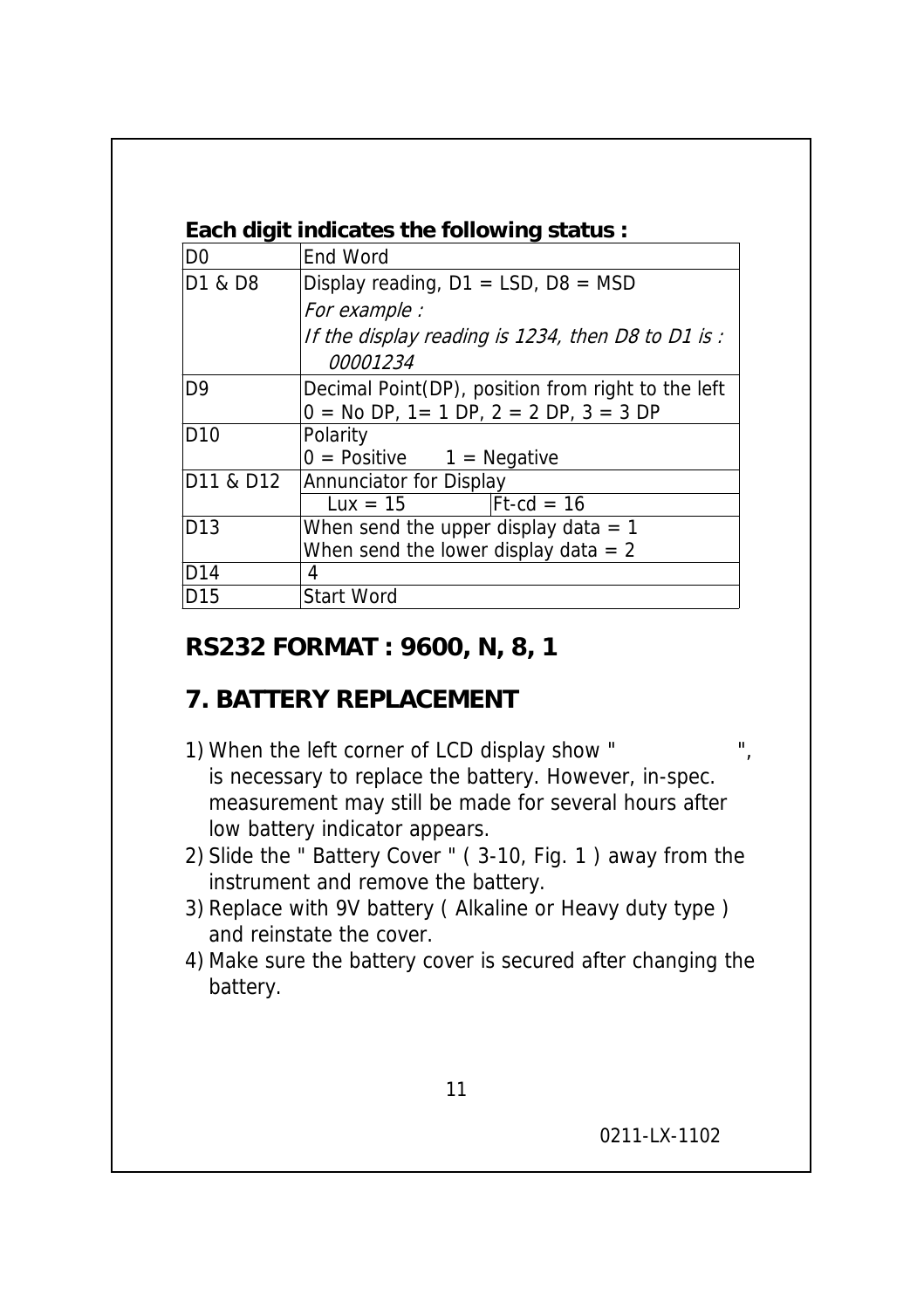**Each digit indicates the following status :**

| | | |
|---|---|---|
| D0 | End Word | |
| D1 & D8 | Display reading, D1 = LSD, D8 = MSD<br>*For example :*<br>*If the display reading is 1234, then D8 to D1 is : 00001234* | |
| D9 | Decimal Point(DP), position from right to the left<br>0 = No DP, 1= 1 DP, 2 = 2 DP, 3 = 3 DP | |
| D10 | Polarity<br>0 = Positive 1 = Negative | |
| D11 & D12 | Annunciator for Display | |
| | Lux = 15 | Ft-cd = 16 |
| D13 | When send the upper display data = 1<br>When send the lower display data = 2 | |
| D14 | 4 | |
| D15 | Start Word | |

## RS232 FORMAT : 9600, N, 8, 1

## 7. BATTERY REPLACEMENT

1) When the left corner of LCD display show "                ", is necessary to replace the battery. However, in-spec. measurement may still be made for several hours after low battery indicator appears.
2) Slide the " Battery Cover " ( 3-10, Fig. 1 ) away from the instrument and remove the battery.
3) Replace with 9V battery ( Alkaline or Heavy duty type ) and reinstate the cover.
4) Make sure the battery cover is secured after changing the battery.

0211-LX-1102